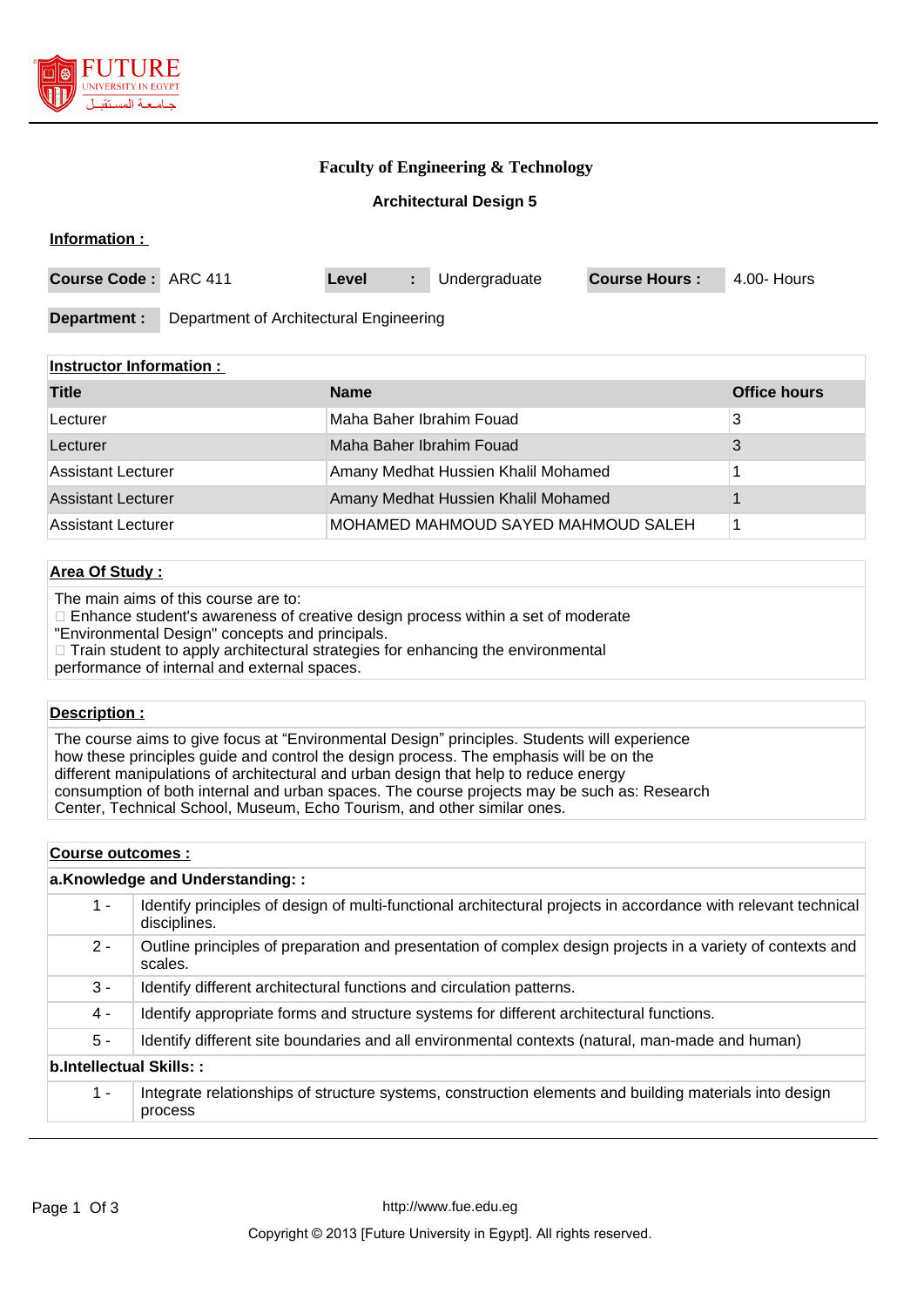**Faculty of Engineering & Technology**

**Architectural Design 5**

**Information :**

| **Course Code :** | ARC 411 | **Level** | **:** | Undergraduate | **Course Hours :** | 4.00- Hours |
|---|---|---|---|---|---|---|

**Department :** Department of Architectural Engineering

**Instructor Information :**

| Title | Name | Office hours |
|---|---|---|
| Lecturer | Maha Baher Ibrahim Fouad | 3 |
| Lecturer | Maha Baher Ibrahim Fouad | 3 |
| Assistant Lecturer | Amany Medhat Hussien Khalil Mohamed | 1 |
| Assistant Lecturer | Amany Medhat Hussien Khalil Mohamed | 1 |
| Assistant Lecturer | MOHAMED MAHMOUD SAYED MAHMOUD SALEH | 1 |

**Area Of Study :**

The main aims of this course are to:
 Enhance student's awareness of creative design process within a set of moderate "Environmental Design" concepts and principals.
 Train student to apply architectural strategies for enhancing the environmental performance of internal and external spaces.

**Description :**

The course aims to give focus at “Environmental Design” principles. Students will experience how these principles guide and control the design process. The emphasis will be on the different manipulations of architectural and urban design that help to reduce energy consumption of both internal and urban spaces. The course projects may be such as: Research Center, Technical School, Museum, Echo Tourism, and other similar ones.

**Course outcomes :**

**a.Knowledge and Understanding: :**

| | |
|---|---|
| 1 - | Identify principles of design of multi-functional architectural projects in accordance with relevant technical disciplines. |
| 2 - | Outline principles of preparation and presentation of complex design projects in a variety of contexts and scales. |
| 3 - | Identify different architectural functions and circulation patterns. |
| 4 - | Identify appropriate forms and structure systems for different architectural functions. |
| 5 - | Identify different site boundaries and all environmental contexts (natural, man-made and human) |

**b.Intellectual Skills: :**

| | |
|---|---|
| 1 - | Integrate relationships of structure systems, construction elements and building materials into design process |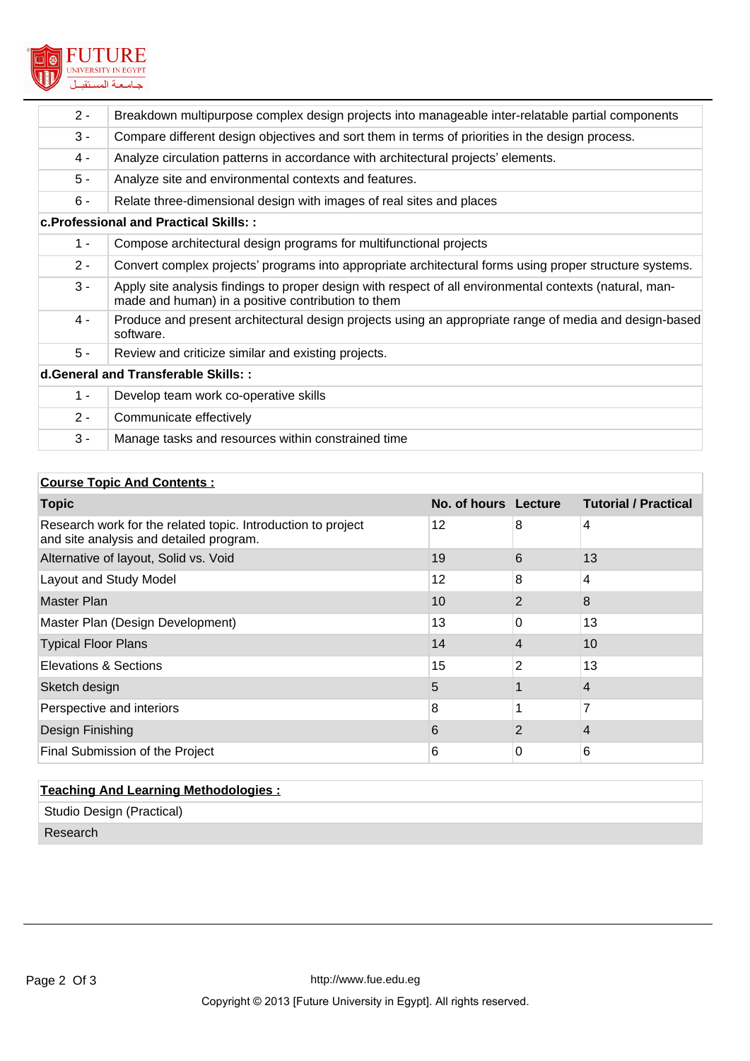| | |
|---|---|
| 2 - | Breakdown multipurpose complex design projects into manageable inter-relatable partial components |
| 3 - | Compare different design objectives and sort them in terms of priorities in the design process. |
| 4 - | Analyze circulation patterns in accordance with architectural projects' elements. |
| 5 - | Analyze site and environmental contexts and features. |
| 6 - | Relate three-dimensional design with images of real sites and places |

**c.Professional and Practical Skills: :**

| | |
|---|---|
| 1 - | Compose architectural design programs for multifunctional projects |
| 2 - | Convert complex projects' programs into appropriate architectural forms using proper structure systems. |
| 3 - | Apply site analysis findings to proper design with respect of all environmental contexts (natural, man-made and human) in a positive contribution to them |
| 4 - | Produce and present architectural design projects using an appropriate range of media and design-based software. |
| 5 - | Review and criticize similar and existing projects. |

**d.General and Transferable Skills: :**

| | |
|---|---|
| 1 - | Develop team work co-operative skills |
| 2 - | Communicate effectively |
| 3 - | Manage tasks and resources within constrained time |

**Course Topic And Contents :**

| Topic | No. of hours | Lecture | Tutorial / Practical |
|---|---|---|---|
| Research work for the related topic. Introduction to project and site analysis and detailed program. | 12 | 8 | 4 |
| Alternative of layout, Solid vs. Void | 19 | 6 | 13 |
| Layout and Study Model | 12 | 8 | 4 |
| Master Plan | 10 | 2 | 8 |
| Master Plan (Design Development) | 13 | 0 | 13 |
| Typical Floor Plans | 14 | 4 | 10 |
| Elevations & Sections | 15 | 2 | 13 |
| Sketch design | 5 | 1 | 4 |
| Perspective and interiors | 8 | 1 | 7 |
| Design Finishing | 6 | 2 | 4 |
| Final Submission of the Project | 6 | 0 | 6 |

**Teaching And Learning Methodologies :**

- Studio Design (Practical)
- Research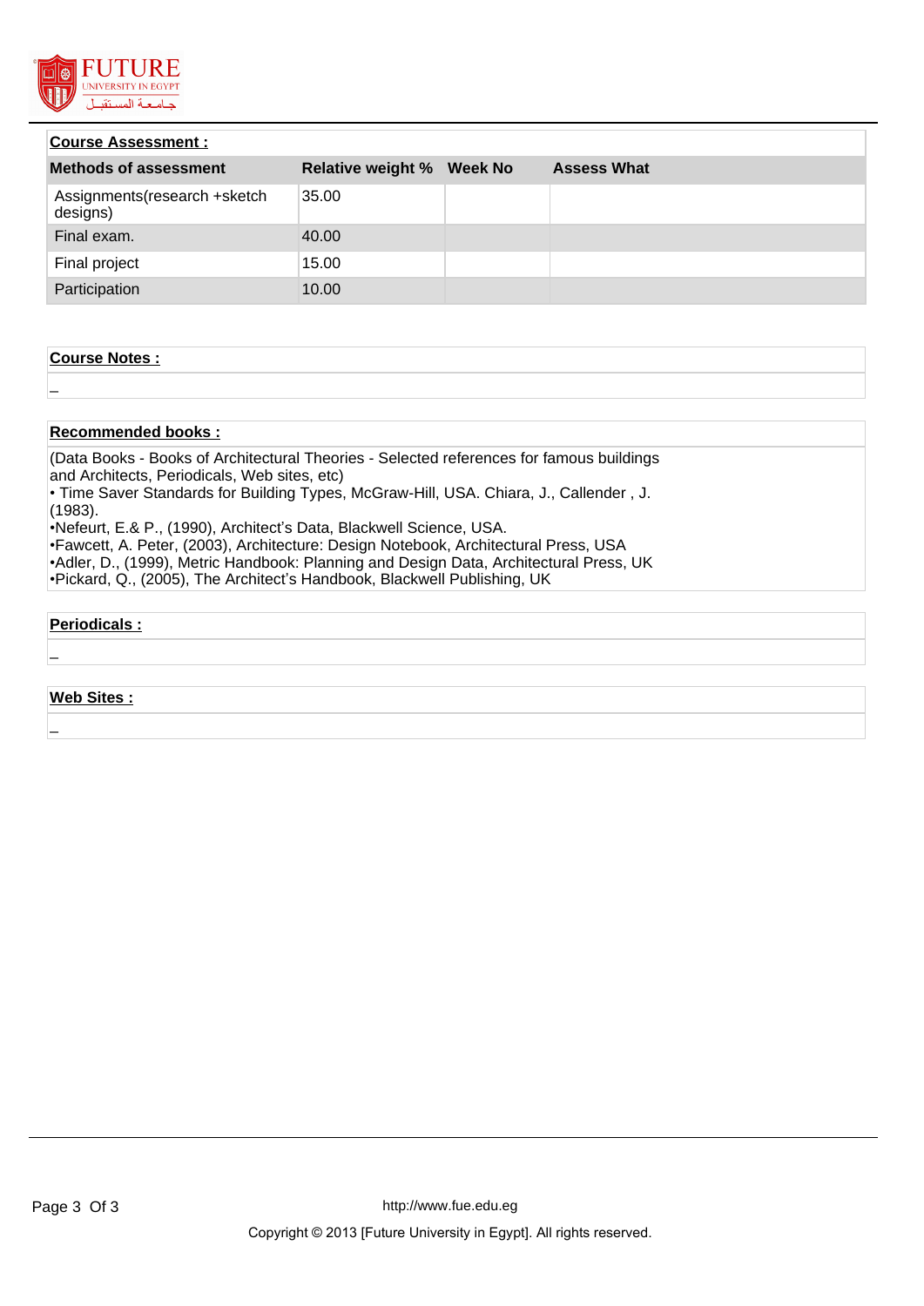**Course Assessment :**

| Methods of assessment | Relative weight % | Week No | Assess What |
|---|---|---|---|
| Assignments(research +sketch designs) | 35.00 | | |
| Final exam. | 40.00 | | |
| Final project | 15.00 | | |
| Participation | 10.00 | | |

**Course Notes :**

_

**Recommended books :**

(Data Books - Books of Architectural Theories - Selected references for famous buildings and Architects, Periodicals, Web sites, etc)
• Time Saver Standards for Building Types, McGraw-Hill, USA. Chiara, J., Callender , J. (1983).
•Nefeurt, E.& P., (1990), Architect's Data, Blackwell Science, USA.
•Fawcett, A. Peter, (2003), Architecture: Design Notebook, Architectural Press, USA
•Adler, D., (1999), Metric Handbook: Planning and Design Data, Architectural Press, UK
•Pickard, Q., (2005), The Architect's Handbook, Blackwell Publishing, UK

**Periodicals :**

_

**Web Sites :**

_